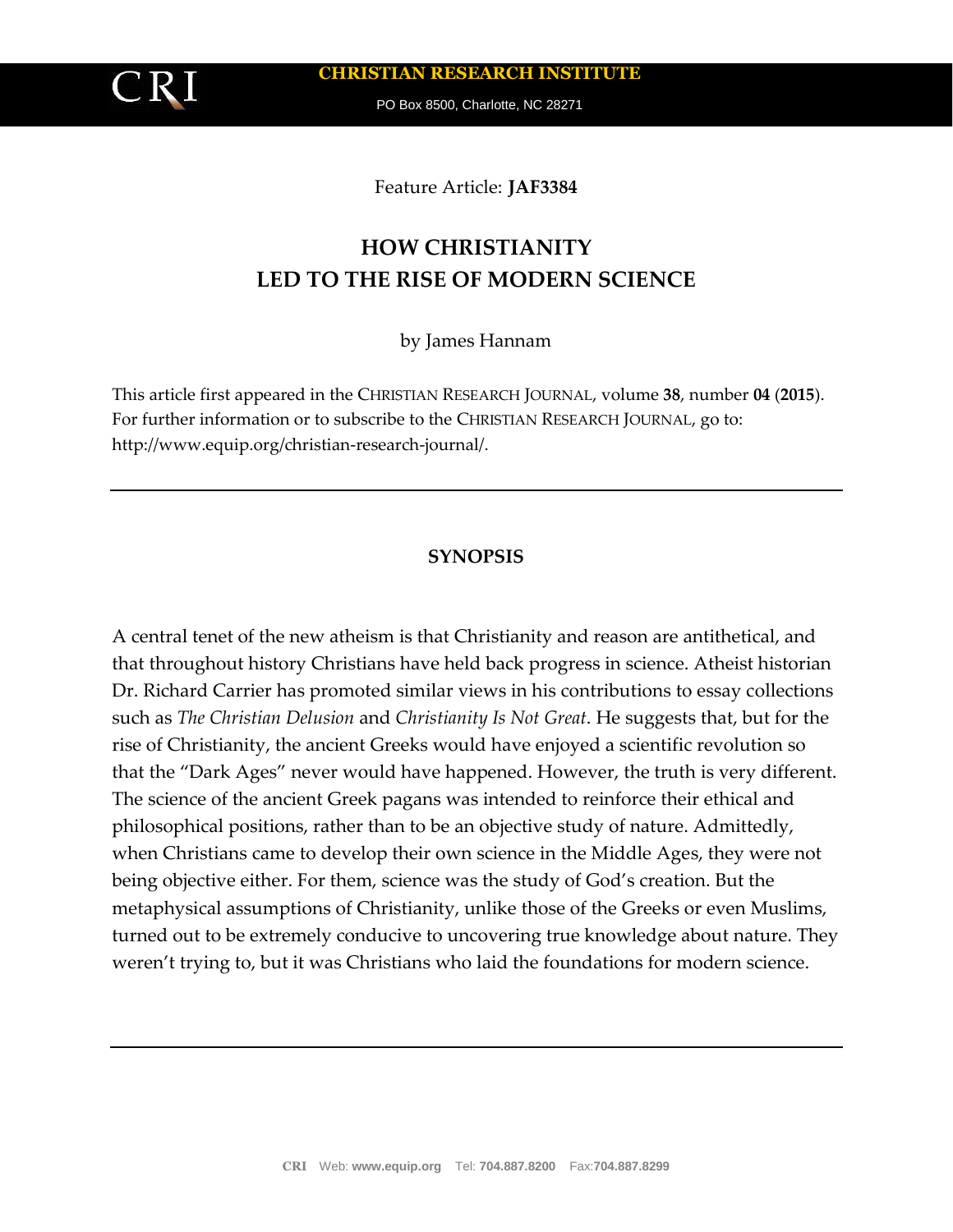**CHRISTIAN RESEARCH INSTITUTE**

PO Box 8500, Charlotte, NC 28271

Feature Article: **JAF3384**

# HOW CHRISTIANITY LED TO THE RISE OF MODERN SCIENCE

by James Hannam

This article first appeared in the CHRISTIAN RESEARCH JOURNAL, volume **38**, number **04** (**2015**). For further information or to subscribe to the CHRISTIAN RESEARCH JOURNAL, go to: http://www.equip.org/christian-research-journal/.

---

## SYNOPSIS

A central tenet of the new atheism is that Christianity and reason are antithetical, and that throughout history Christians have held back progress in science. Atheist historian Dr. Richard Carrier has promoted similar views in his contributions to essay collections such as *The Christian Delusion* and *Christianity Is Not Great*. He suggests that, but for the rise of Christianity, the ancient Greeks would have enjoyed a scientific revolution so that the "Dark Ages" never would have happened. However, the truth is very different. The science of the ancient Greek pagans was intended to reinforce their ethical and philosophical positions, rather than to be an objective study of nature. Admittedly, when Christians came to develop their own science in the Middle Ages, they were not being objective either. For them, science was the study of God's creation. But the metaphysical assumptions of Christianity, unlike those of the Greeks or even Muslims, turned out to be extremely conducive to uncovering true knowledge about nature. They weren't trying to, but it was Christians who laid the foundations for modern science.

---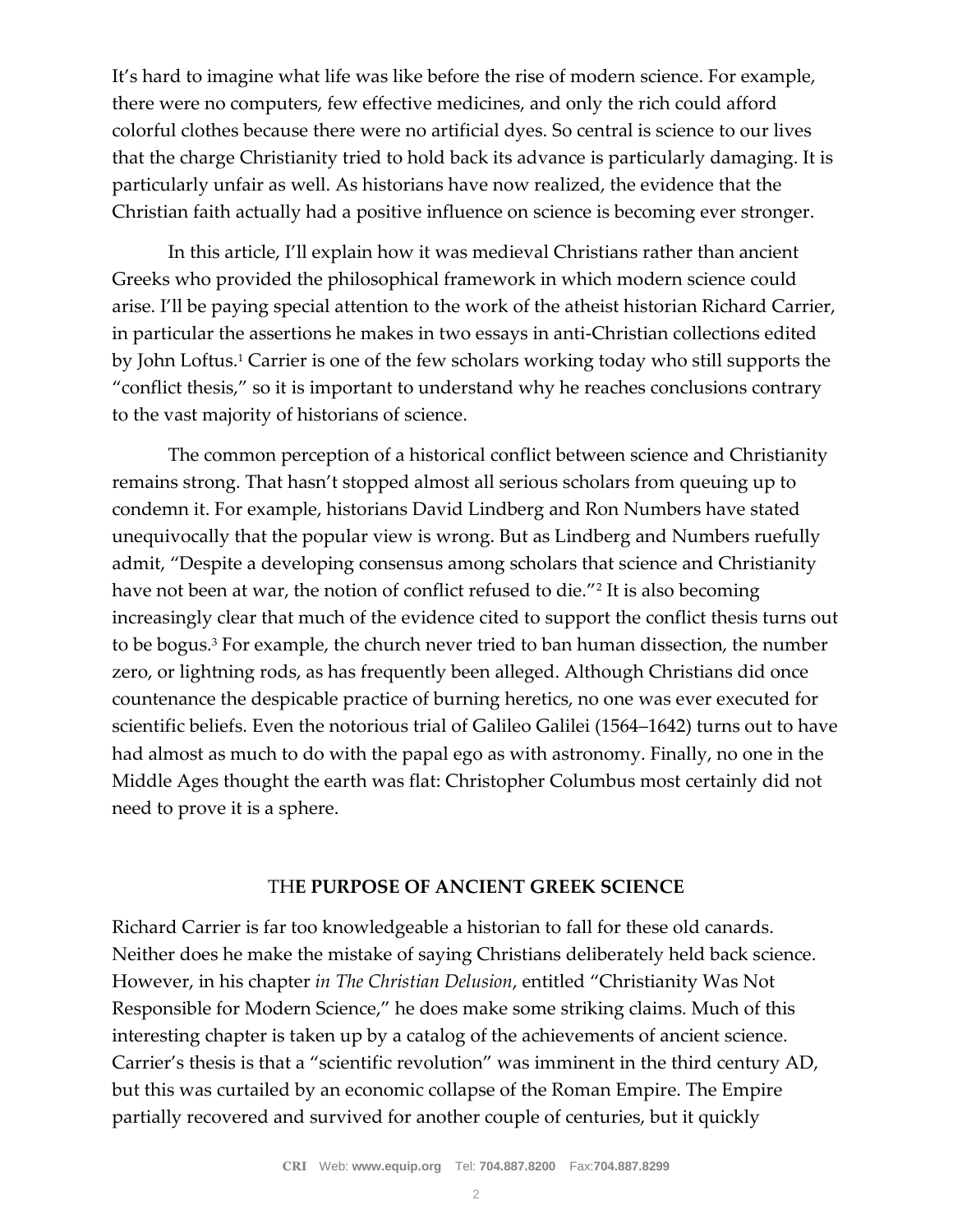It's hard to imagine what life was like before the rise of modern science. For example, there were no computers, few effective medicines, and only the rich could afford colorful clothes because there were no artificial dyes. So central is science to our lives that the charge Christianity tried to hold back its advance is particularly damaging. It is particularly unfair as well. As historians have now realized, the evidence that the Christian faith actually had a positive influence on science is becoming ever stronger.

In this article, I'll explain how it was medieval Christians rather than ancient Greeks who provided the philosophical framework in which modern science could arise. I'll be paying special attention to the work of the atheist historian Richard Carrier, in particular the assertions he makes in two essays in anti-Christian collections edited by John Loftus.[1] Carrier is one of the few scholars working today who still supports the "conflict thesis," so it is important to understand why he reaches conclusions contrary to the vast majority of historians of science.

The common perception of a historical conflict between science and Christianity remains strong. That hasn't stopped almost all serious scholars from queuing up to condemn it. For example, historians David Lindberg and Ron Numbers have stated unequivocally that the popular view is wrong. But as Lindberg and Numbers ruefully admit, "Despite a developing consensus among scholars that science and Christianity have not been at war, the notion of conflict refused to die."[2] It is also becoming increasingly clear that much of the evidence cited to support the conflict thesis turns out to be bogus.[3] For example, the church never tried to ban human dissection, the number zero, or lightning rods, as has frequently been alleged. Although Christians did once countenance the despicable practice of burning heretics, no one was ever executed for scientific beliefs. Even the notorious trial of Galileo Galilei (1564–1642) turns out to have had almost as much to do with the papal ego as with astronomy. Finally, no one in the Middle Ages thought the earth was flat: Christopher Columbus most certainly did not need to prove it is a sphere.

## THE PURPOSE OF ANCIENT GREEK SCIENCE

Richard Carrier is far too knowledgeable a historian to fall for these old canards. Neither does he make the mistake of saying Christians deliberately held back science. However, in his chapter *in The Christian Delusion*, entitled "Christianity Was Not Responsible for Modern Science," he does make some striking claims. Much of this interesting chapter is taken up by a catalog of the achievements of ancient science. Carrier's thesis is that a "scientific revolution" was imminent in the third century AD, but this was curtailed by an economic collapse of the Roman Empire. The Empire partially recovered and survived for another couple of centuries, but it quickly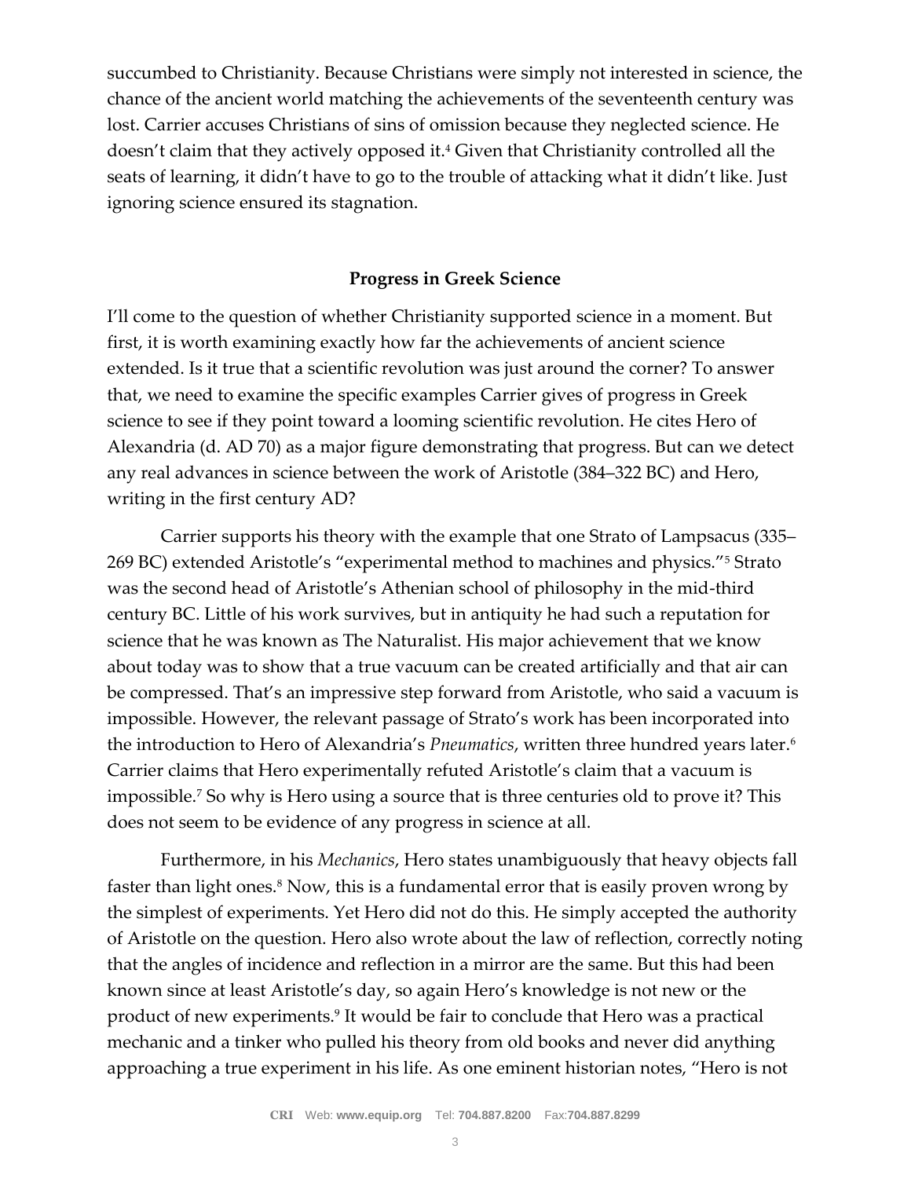succumbed to Christianity. Because Christians were simply not interested in science, the chance of the ancient world matching the achievements of the seventeenth century was lost. Carrier accuses Christians of sins of omission because they neglected science. He doesn't claim that they actively opposed it.[4] Given that Christianity controlled all the seats of learning, it didn't have to go to the trouble of attacking what it didn't like. Just ignoring science ensured its stagnation.

**Progress in Greek Science**

I'll come to the question of whether Christianity supported science in a moment. But first, it is worth examining exactly how far the achievements of ancient science extended. Is it true that a scientific revolution was just around the corner? To answer that, we need to examine the specific examples Carrier gives of progress in Greek science to see if they point toward a looming scientific revolution. He cites Hero of Alexandria (d. AD 70) as a major figure demonstrating that progress. But can we detect any real advances in science between the work of Aristotle (384–322 BC) and Hero, writing in the first century AD?

Carrier supports his theory with the example that one Strato of Lampsacus (335–269 BC) extended Aristotle's "experimental method to machines and physics."[5] Strato was the second head of Aristotle's Athenian school of philosophy in the mid-third century BC. Little of his work survives, but in antiquity he had such a reputation for science that he was known as The Naturalist. His major achievement that we know about today was to show that a true vacuum can be created artificially and that air can be compressed. That's an impressive step forward from Aristotle, who said a vacuum is impossible. However, the relevant passage of Strato's work has been incorporated into the introduction to Hero of Alexandria's *Pneumatics*, written three hundred years later.[6] Carrier claims that Hero experimentally refuted Aristotle's claim that a vacuum is impossible.[7] So why is Hero using a source that is three centuries old to prove it? This does not seem to be evidence of any progress in science at all.

Furthermore, in his *Mechanics*, Hero states unambiguously that heavy objects fall faster than light ones.[8] Now, this is a fundamental error that is easily proven wrong by the simplest of experiments. Yet Hero did not do this. He simply accepted the authority of Aristotle on the question. Hero also wrote about the law of reflection, correctly noting that the angles of incidence and reflection in a mirror are the same. But this had been known since at least Aristotle's day, so again Hero's knowledge is not new or the product of new experiments.[9] It would be fair to conclude that Hero was a practical mechanic and a tinker who pulled his theory from old books and never did anything approaching a true experiment in his life. As one eminent historian notes, "Hero is not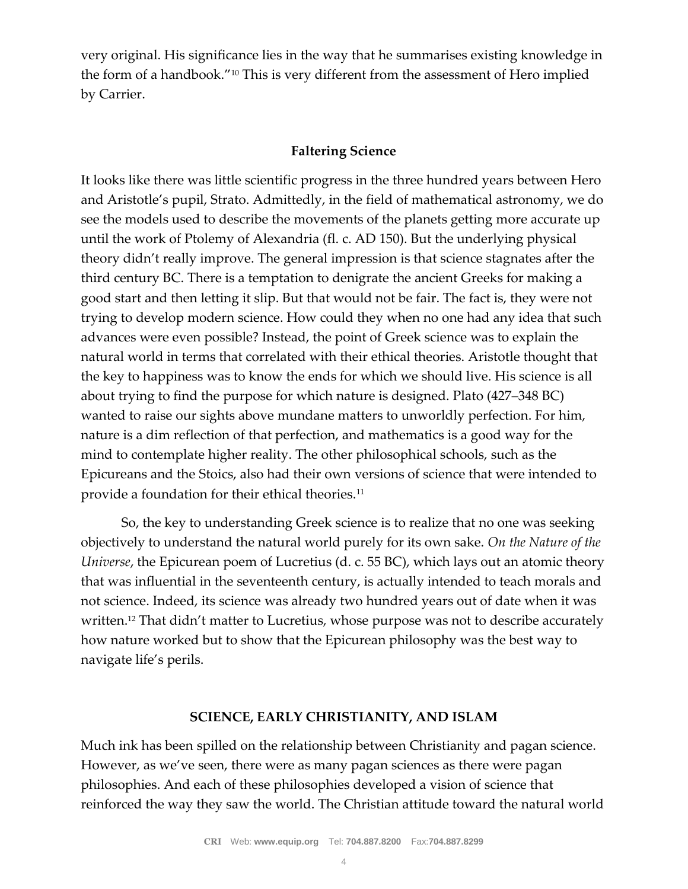very original. His significance lies in the way that he summarises existing knowledge in the form of a handbook."[10] This is very different from the assessment of Hero implied by Carrier.

### Faltering Science

It looks like there was little scientific progress in the three hundred years between Hero and Aristotle's pupil, Strato. Admittedly, in the field of mathematical astronomy, we do see the models used to describe the movements of the planets getting more accurate up until the work of Ptolemy of Alexandria (fl. c. AD 150). But the underlying physical theory didn't really improve. The general impression is that science stagnates after the third century BC. There is a temptation to denigrate the ancient Greeks for making a good start and then letting it slip. But that would not be fair. The fact is, they were not trying to develop modern science. How could they when no one had any idea that such advances were even possible? Instead, the point of Greek science was to explain the natural world in terms that correlated with their ethical theories. Aristotle thought that the key to happiness was to know the ends for which we should live. His science is all about trying to find the purpose for which nature is designed. Plato (427–348 BC) wanted to raise our sights above mundane matters to unworldly perfection. For him, nature is a dim reflection of that perfection, and mathematics is a good way for the mind to contemplate higher reality. The other philosophical schools, such as the Epicureans and the Stoics, also had their own versions of science that were intended to provide a foundation for their ethical theories.[11]

So, the key to understanding Greek science is to realize that no one was seeking objectively to understand the natural world purely for its own sake. *On the Nature of the Universe*, the Epicurean poem of Lucretius (d. c. 55 BC), which lays out an atomic theory that was influential in the seventeenth century, is actually intended to teach morals and not science. Indeed, its science was already two hundred years out of date when it was written.[12] That didn't matter to Lucretius, whose purpose was not to describe accurately how nature worked but to show that the Epicurean philosophy was the best way to navigate life's perils.

## SCIENCE, EARLY CHRISTIANITY, AND ISLAM

Much ink has been spilled on the relationship between Christianity and pagan science. However, as we've seen, there were as many pagan sciences as there were pagan philosophies. And each of these philosophies developed a vision of science that reinforced the way they saw the world. The Christian attitude toward the natural world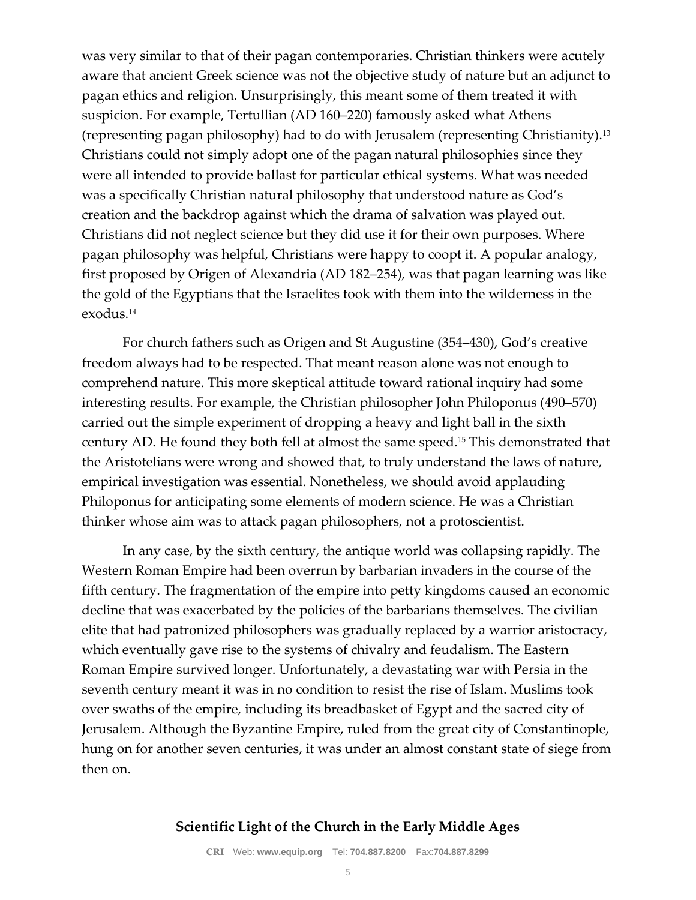was very similar to that of their pagan contemporaries. Christian thinkers were acutely aware that ancient Greek science was not the objective study of nature but an adjunct to pagan ethics and religion. Unsurprisingly, this meant some of them treated it with suspicion. For example, Tertullian (AD 160–220) famously asked what Athens (representing pagan philosophy) had to do with Jerusalem (representing Christianity).[13] Christians could not simply adopt one of the pagan natural philosophies since they were all intended to provide ballast for particular ethical systems. What was needed was a specifically Christian natural philosophy that understood nature as God's creation and the backdrop against which the drama of salvation was played out. Christians did not neglect science but they did use it for their own purposes. Where pagan philosophy was helpful, Christians were happy to coopt it. A popular analogy, first proposed by Origen of Alexandria (AD 182–254), was that pagan learning was like the gold of the Egyptians that the Israelites took with them into the wilderness in the exodus.[14]

For church fathers such as Origen and St Augustine (354–430), God's creative freedom always had to be respected. That meant reason alone was not enough to comprehend nature. This more skeptical attitude toward rational inquiry had some interesting results. For example, the Christian philosopher John Philoponus (490–570) carried out the simple experiment of dropping a heavy and light ball in the sixth century AD. He found they both fell at almost the same speed.[15] This demonstrated that the Aristotelians were wrong and showed that, to truly understand the laws of nature, empirical investigation was essential. Nonetheless, we should avoid applauding Philoponus for anticipating some elements of modern science. He was a Christian thinker whose aim was to attack pagan philosophers, not a protoscientist.

In any case, by the sixth century, the antique world was collapsing rapidly. The Western Roman Empire had been overrun by barbarian invaders in the course of the fifth century. The fragmentation of the empire into petty kingdoms caused an economic decline that was exacerbated by the policies of the barbarians themselves. The civilian elite that had patronized philosophers was gradually replaced by a warrior aristocracy, which eventually gave rise to the systems of chivalry and feudalism. The Eastern Roman Empire survived longer. Unfortunately, a devastating war with Persia in the seventh century meant it was in no condition to resist the rise of Islam. Muslims took over swaths of the empire, including its breadbasket of Egypt and the sacred city of Jerusalem. Although the Byzantine Empire, ruled from the great city of Constantinople, hung on for another seven centuries, it was under an almost constant state of siege from then on.

## Scientific Light of the Church in the Early Middle Ages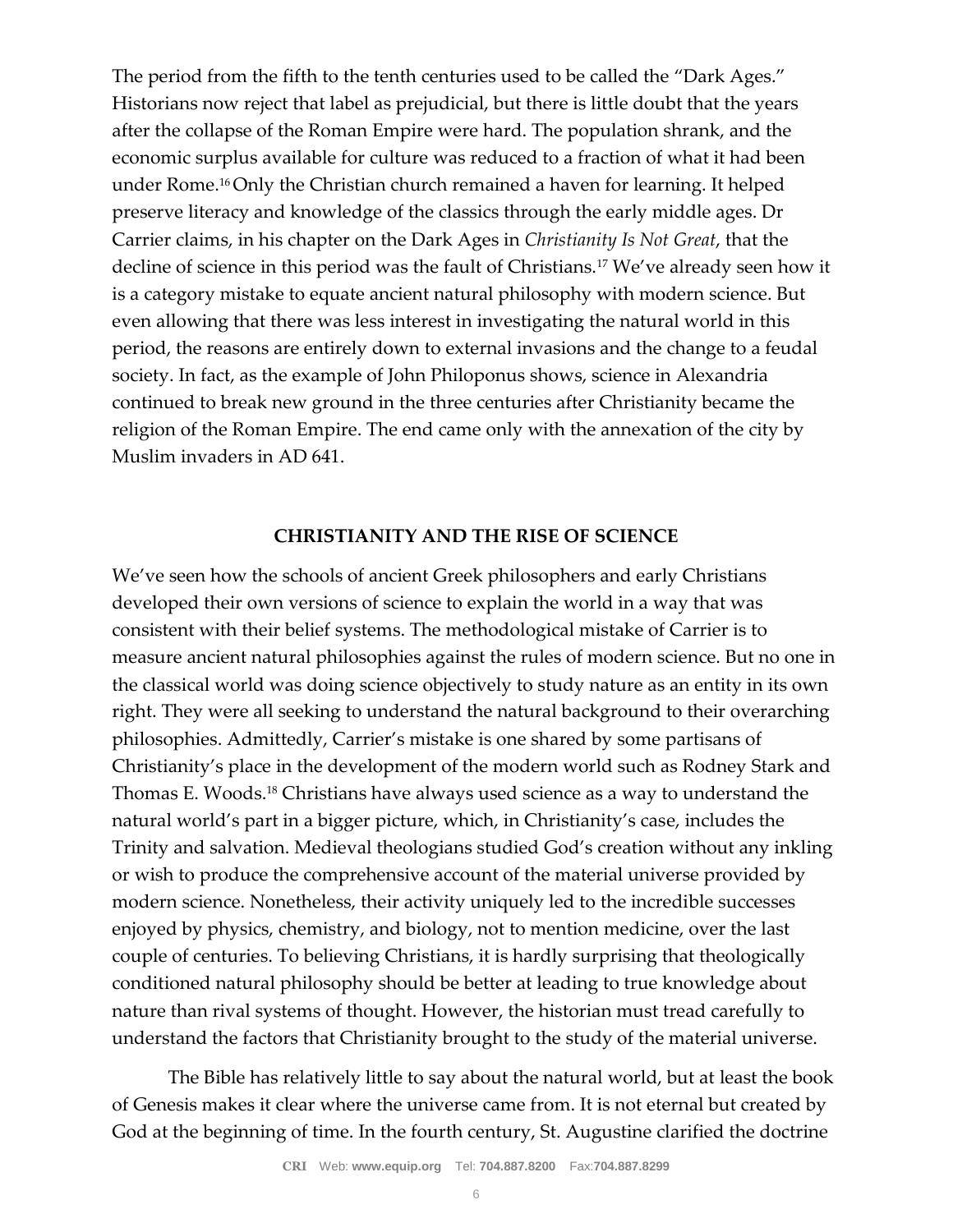The period from the fifth to the tenth centuries used to be called the "Dark Ages." Historians now reject that label as prejudicial, but there is little doubt that the years after the collapse of the Roman Empire were hard. The population shrank, and the economic surplus available for culture was reduced to a fraction of what it had been under Rome.[16] Only the Christian church remained a haven for learning. It helped preserve literacy and knowledge of the classics through the early middle ages. Dr Carrier claims, in his chapter on the Dark Ages in *Christianity Is Not Great*, that the decline of science in this period was the fault of Christians.[17] We've already seen how it is a category mistake to equate ancient natural philosophy with modern science. But even allowing that there was less interest in investigating the natural world in this period, the reasons are entirely down to external invasions and the change to a feudal society. In fact, as the example of John Philoponus shows, science in Alexandria continued to break new ground in the three centuries after Christianity became the religion of the Roman Empire. The end came only with the annexation of the city by Muslim invaders in AD 641.

## CHRISTIANITY AND THE RISE OF SCIENCE

We've seen how the schools of ancient Greek philosophers and early Christians developed their own versions of science to explain the world in a way that was consistent with their belief systems. The methodological mistake of Carrier is to measure ancient natural philosophies against the rules of modern science. But no one in the classical world was doing science objectively to study nature as an entity in its own right. They were all seeking to understand the natural background to their overarching philosophies. Admittedly, Carrier's mistake is one shared by some partisans of Christianity's place in the development of the modern world such as Rodney Stark and Thomas E. Woods.[18] Christians have always used science as a way to understand the natural world's part in a bigger picture, which, in Christianity's case, includes the Trinity and salvation. Medieval theologians studied God's creation without any inkling or wish to produce the comprehensive account of the material universe provided by modern science. Nonetheless, their activity uniquely led to the incredible successes enjoyed by physics, chemistry, and biology, not to mention medicine, over the last couple of centuries. To believing Christians, it is hardly surprising that theologically conditioned natural philosophy should be better at leading to true knowledge about nature than rival systems of thought. However, the historian must tread carefully to understand the factors that Christianity brought to the study of the material universe.

The Bible has relatively little to say about the natural world, but at least the book of Genesis makes it clear where the universe came from. It is not eternal but created by God at the beginning of time. In the fourth century, St. Augustine clarified the doctrine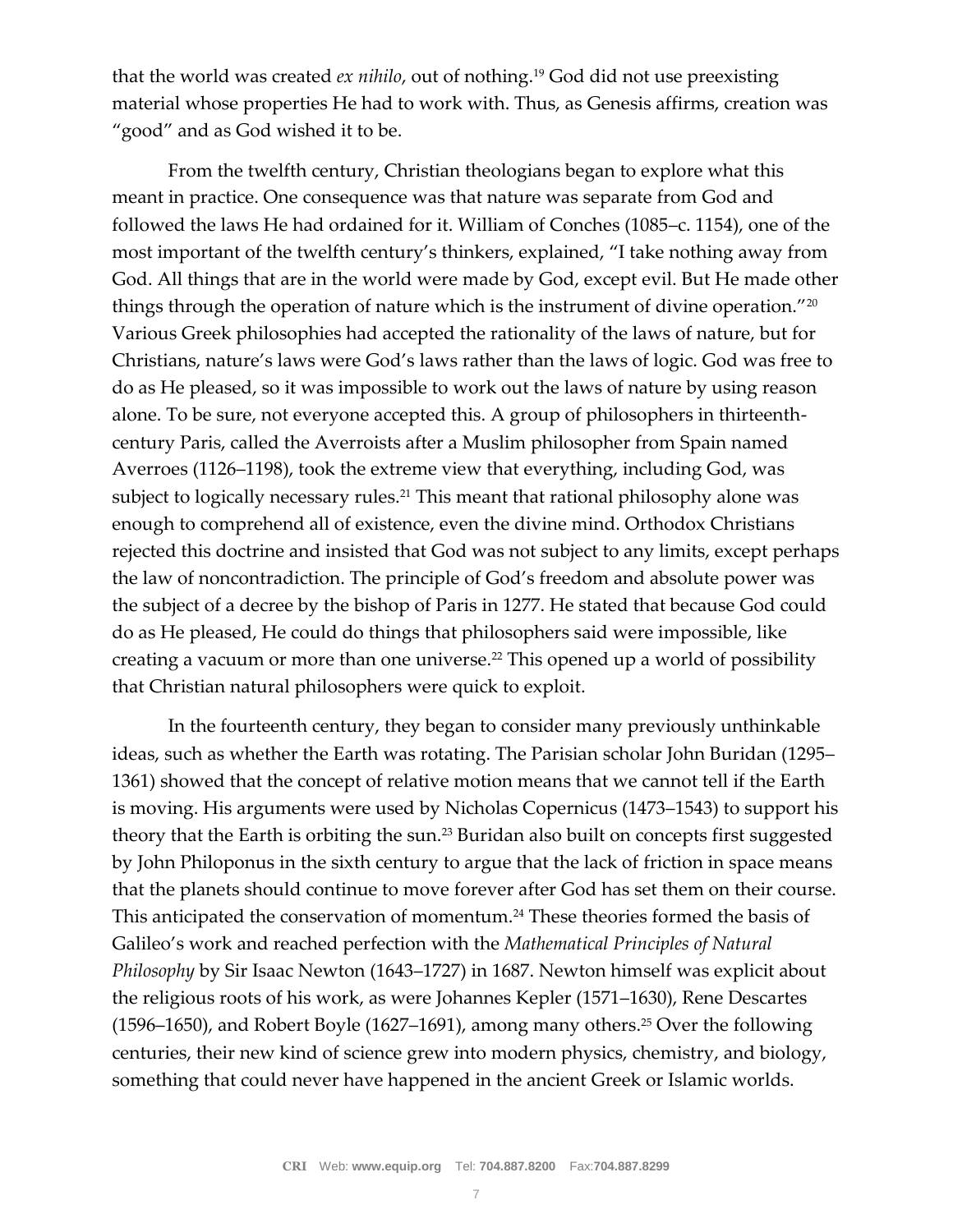that the world was created *ex nihilo*, out of nothing.[19] God did not use preexisting material whose properties He had to work with. Thus, as Genesis affirms, creation was "good" and as God wished it to be.

From the twelfth century, Christian theologians began to explore what this meant in practice. One consequence was that nature was separate from God and followed the laws He had ordained for it. William of Conches (1085–c. 1154), one of the most important of the twelfth century's thinkers, explained, "I take nothing away from God. All things that are in the world were made by God, except evil. But He made other things through the operation of nature which is the instrument of divine operation."[20] Various Greek philosophies had accepted the rationality of the laws of nature, but for Christians, nature's laws were God's laws rather than the laws of logic. God was free to do as He pleased, so it was impossible to work out the laws of nature by using reason alone. To be sure, not everyone accepted this. A group of philosophers in thirteenth-century Paris, called the Averroists after a Muslim philosopher from Spain named Averroes (1126–1198), took the extreme view that everything, including God, was subject to logically necessary rules.[21] This meant that rational philosophy alone was enough to comprehend all of existence, even the divine mind. Orthodox Christians rejected this doctrine and insisted that God was not subject to any limits, except perhaps the law of noncontradiction. The principle of God's freedom and absolute power was the subject of a decree by the bishop of Paris in 1277. He stated that because God could do as He pleased, He could do things that philosophers said were impossible, like creating a vacuum or more than one universe.[22] This opened up a world of possibility that Christian natural philosophers were quick to exploit.

In the fourteenth century, they began to consider many previously unthinkable ideas, such as whether the Earth was rotating. The Parisian scholar John Buridan (1295–1361) showed that the concept of relative motion means that we cannot tell if the Earth is moving. His arguments were used by Nicholas Copernicus (1473–1543) to support his theory that the Earth is orbiting the sun.[23] Buridan also built on concepts first suggested by John Philoponus in the sixth century to argue that the lack of friction in space means that the planets should continue to move forever after God has set them on their course. This anticipated the conservation of momentum.[24] These theories formed the basis of Galileo's work and reached perfection with the *Mathematical Principles of Natural Philosophy* by Sir Isaac Newton (1643–1727) in 1687. Newton himself was explicit about the religious roots of his work, as were Johannes Kepler (1571–1630), Rene Descartes (1596–1650), and Robert Boyle (1627–1691), among many others.[25] Over the following centuries, their new kind of science grew into modern physics, chemistry, and biology, something that could never have happened in the ancient Greek or Islamic worlds.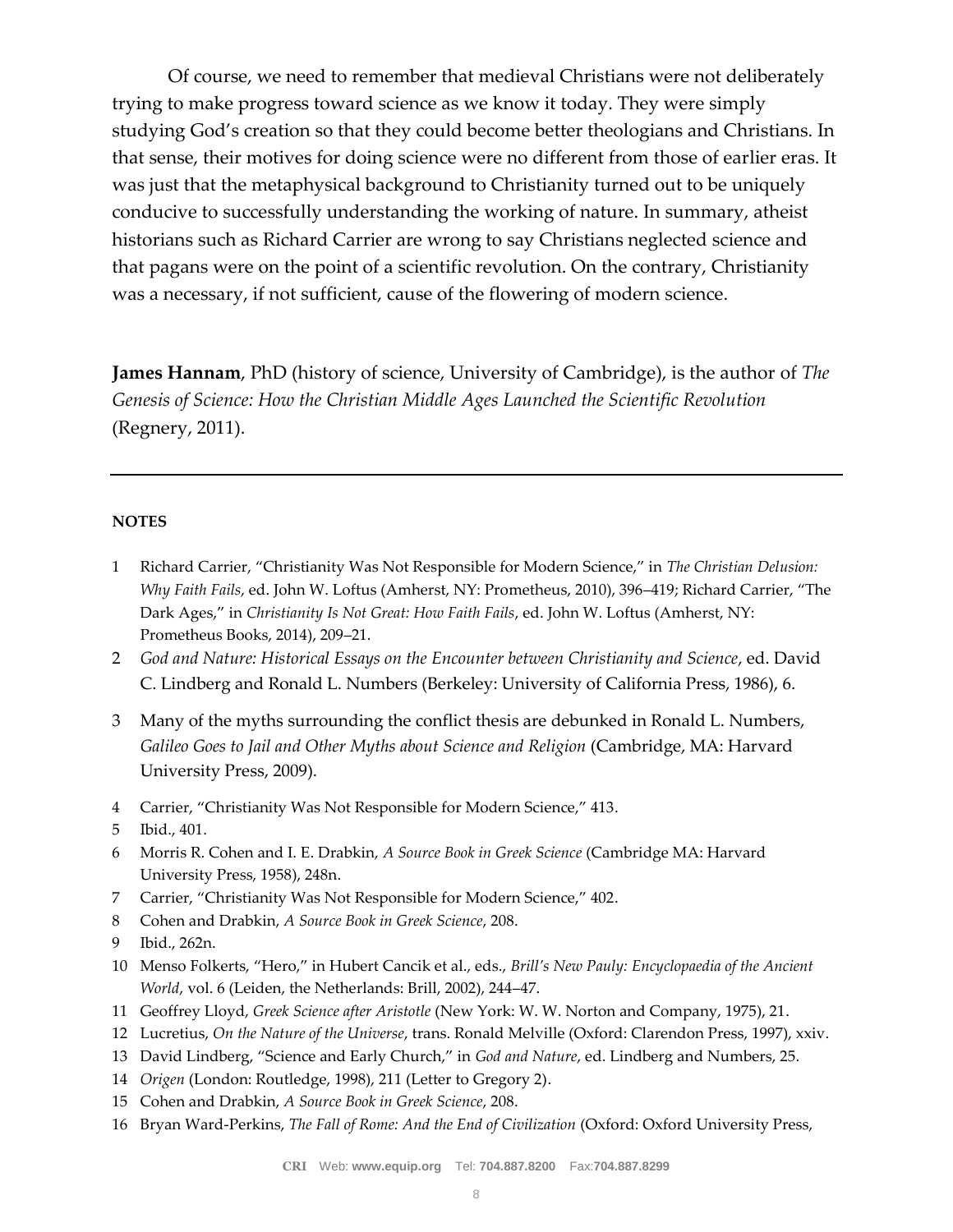Of course, we need to remember that medieval Christians were not deliberately trying to make progress toward science as we know it today. They were simply studying God's creation so that they could become better theologians and Christians. In that sense, their motives for doing science were no different from those of earlier eras. It was just that the metaphysical background to Christianity turned out to be uniquely conducive to successfully understanding the working of nature. In summary, atheist historians such as Richard Carrier are wrong to say Christians neglected science and that pagans were on the point of a scientific revolution. On the contrary, Christianity was a necessary, if not sufficient, cause of the flowering of modern science.

**James Hannam**, PhD (history of science, University of Cambridge), is the author of *The Genesis of Science: How the Christian Middle Ages Launched the Scientific Revolution* (Regnery, 2011).

---

**NOTES**

1. Richard Carrier, "Christianity Was Not Responsible for Modern Science," in *The Christian Delusion: Why Faith Fails*, ed. John W. Loftus (Amherst, NY: Prometheus, 2010), 396–419; Richard Carrier, "The Dark Ages," in *Christianity Is Not Great: How Faith Fails*, ed. John W. Loftus (Amherst, NY: Prometheus Books, 2014), 209–21.
2. *God and Nature: Historical Essays on the Encounter between Christianity and Science*, ed. David C. Lindberg and Ronald L. Numbers (Berkeley: University of California Press, 1986), 6.
3. Many of the myths surrounding the conflict thesis are debunked in Ronald L. Numbers, *Galileo Goes to Jail and Other Myths about Science and Religion* (Cambridge, MA: Harvard University Press, 2009).
4. Carrier, "Christianity Was Not Responsible for Modern Science," 413.
5. Ibid., 401.
6. Morris R. Cohen and I. E. Drabkin, *A Source Book in Greek Science* (Cambridge MA: Harvard University Press, 1958), 248n.
7. Carrier, "Christianity Was Not Responsible for Modern Science," 402.
8. Cohen and Drabkin, *A Source Book in Greek Science*, 208.
9. Ibid., 262n.
10. Menso Folkerts, "Hero," in Hubert Cancik et al., eds., *Brill's New Pauly: Encyclopaedia of the Ancient World*, vol. 6 (Leiden, the Netherlands: Brill, 2002), 244–47.
11. Geoffrey Lloyd, *Greek Science after Aristotle* (New York: W. W. Norton and Company, 1975), 21.
12. Lucretius, *On the Nature of the Universe*, trans. Ronald Melville (Oxford: Clarendon Press, 1997), xxiv.
13. David Lindberg, "Science and Early Church," in *God and Nature*, ed. Lindberg and Numbers, 25.
14. *Origen* (London: Routledge, 1998), 211 (Letter to Gregory 2).
15. Cohen and Drabkin, *A Source Book in Greek Science*, 208.
16. Bryan Ward-Perkins, *The Fall of Rome: And the End of Civilization* (Oxford: Oxford University Press,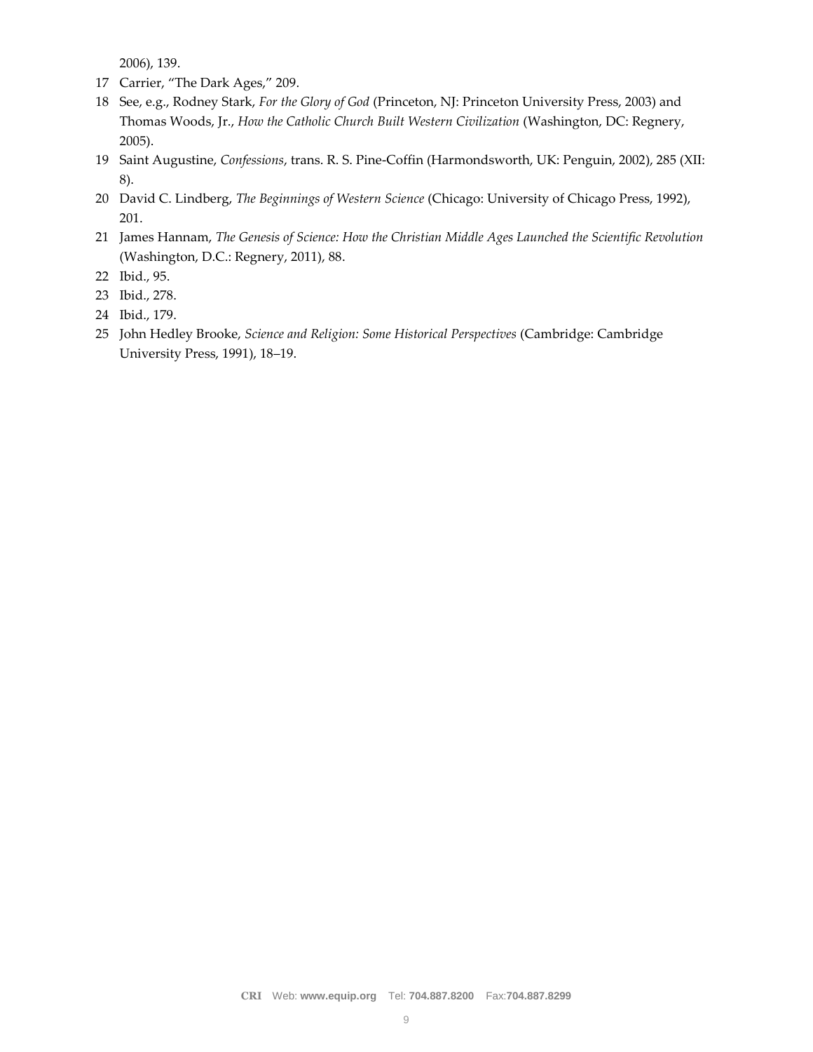2006), 139.

17 Carrier, "The Dark Ages," 209.

18 See, e.g., Rodney Stark, *For the Glory of God* (Princeton, NJ: Princeton University Press, 2003) and Thomas Woods, Jr., *How the Catholic Church Built Western Civilization* (Washington, DC: Regnery, 2005).

19 Saint Augustine, *Confessions*, trans. R. S. Pine-Coffin (Harmondsworth, UK: Penguin, 2002), 285 (XII: 8).

20 David C. Lindberg, *The Beginnings of Western Science* (Chicago: University of Chicago Press, 1992), 201.

21 James Hannam, *The Genesis of Science: How the Christian Middle Ages Launched the Scientific Revolution* (Washington, D.C.: Regnery, 2011), 88.

22 Ibid., 95.

23 Ibid., 278.

24 Ibid., 179.

25 John Hedley Brooke, *Science and Religion: Some Historical Perspectives* (Cambridge: Cambridge University Press, 1991), 18–19.